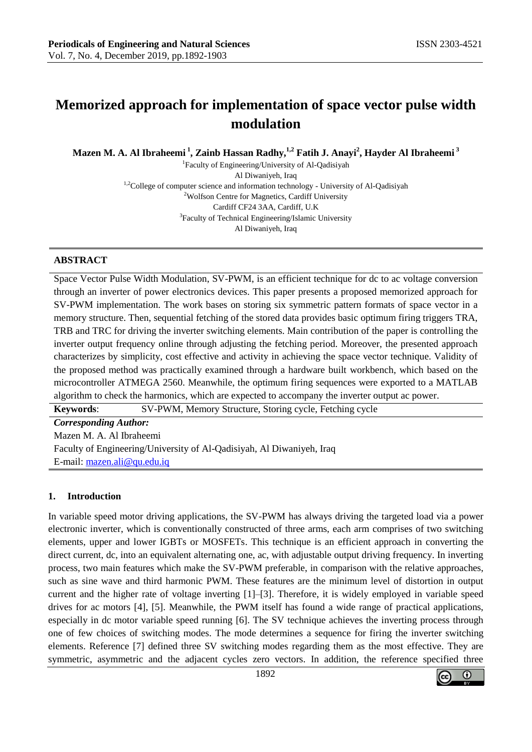# Memorized approach for implementation of space vector pulse width modulation

**Mazen M. A. Al Ibraheemi [1], Zainb Hassan Radhy,[1,2] Fatih J. Anayi[2], Hayder Al Ibraheemi [3]**

[1]Faculty of Engineering/University of Al-Qadisiyah
Al Diwaniyeh, Iraq
[1,2]College of computer science and information technology - University of Al-Qadisiyah
[2]Wolfson Centre for Magnetics, Cardiff University
Cardiff CF24 3AA, Cardiff, U.K
[3]Faculty of Technical Engineering/Islamic University
Al Diwaniyeh, Iraq

## ABSTRACT

Space Vector Pulse Width Modulation, SV-PWM, is an efficient technique for dc to ac voltage conversion through an inverter of power electronics devices. This paper presents a proposed memorized approach for SV-PWM implementation. The work bases on storing six symmetric pattern formats of space vector in a memory structure. Then, sequential fetching of the stored data provides basic optimum firing triggers TRA, TRB and TRC for driving the inverter switching elements. Main contribution of the paper is controlling the inverter output frequency online through adjusting the fetching period. Moreover, the presented approach characterizes by simplicity, cost effective and activity in achieving the space vector technique. Validity of the proposed method was practically examined through a hardware built workbench, which based on the microcontroller ATMEGA 2560. Meanwhile, the optimum firing sequences were exported to a MATLAB algorithm to check the harmonics, which are expected to accompany the inverter output ac power.

**Keywords**: SV-PWM, Memory Structure, Storing cycle, Fetching cycle

***Corresponding Author:***
Mazen M. A. Al Ibraheemi
Faculty of Engineering/University of Al-Qadisiyah, Al Diwaniyeh, Iraq
E-mail: mazen.ali@qu.edu.iq

## 1. Introduction

In variable speed motor driving applications, the SV-PWM has always driving the targeted load via a power electronic inverter, which is conventionally constructed of three arms, each arm comprises of two switching elements, upper and lower IGBTs or MOSFETs. This technique is an efficient approach in converting the direct current, dc, into an equivalent alternating one, ac, with adjustable output driving frequency. In inverting process, two main features which make the SV-PWM preferable, in comparison with the relative approaches, such as sine wave and third harmonic PWM. These features are the minimum level of distortion in output current and the higher rate of voltage inverting [1]–[3]. Therefore, it is widely employed in variable speed drives for ac motors [4], [5]. Meanwhile, the PWM itself has found a wide range of practical applications, especially in dc motor variable speed running [6]. The SV technique achieves the inverting process through one of few choices of switching modes. The mode determines a sequence for firing the inverter switching elements. Reference [7] defined three SV switching modes regarding them as the most effective. They are symmetric, asymmetric and the adjacent cycles zero vectors. In addition, the reference specified three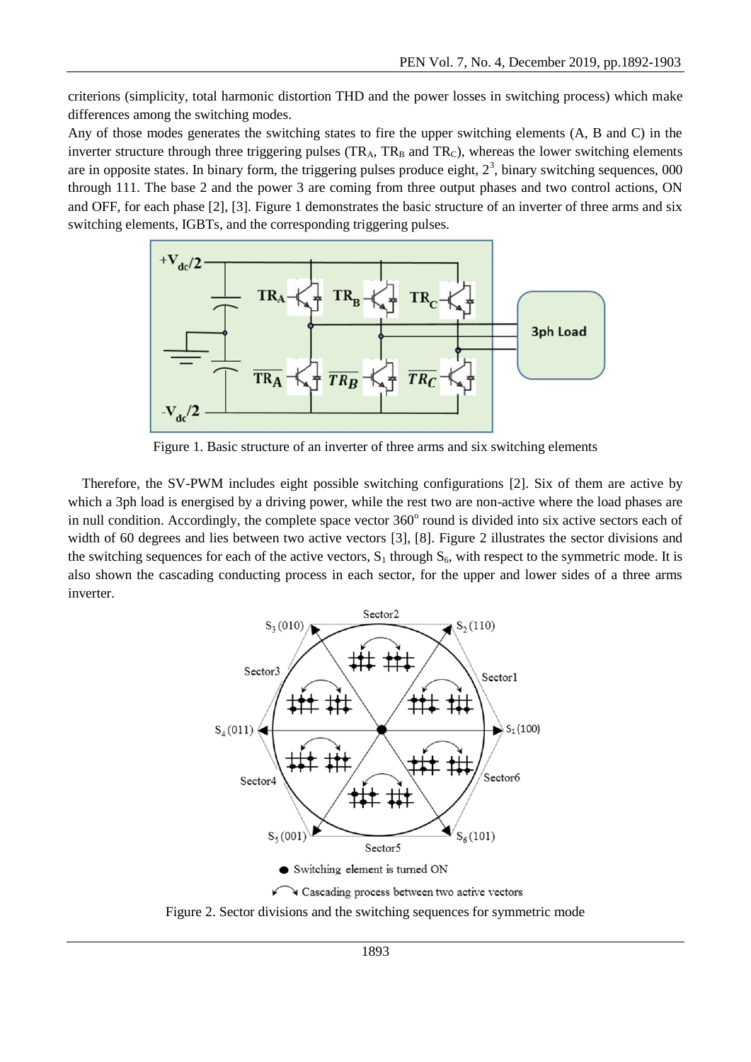criterions (simplicity, total harmonic distortion THD and the power losses in switching process) which make differences among the switching modes.

Any of those modes generates the switching states to fire the upper switching elements (A, B and C) in the inverter structure through three triggering pulses ($TR_A$, $TR_B$ and $TR_C$), whereas the lower switching elements are in opposite states. In binary form, the triggering pulses produce eight, $2^3$, binary switching sequences, 000 through 111. The base 2 and the power 3 are coming from three output phases and two control actions, ON and OFF, for each phase [2], [3]. Figure 1 demonstrates the basic structure of an inverter of three arms and six switching elements, IGBTs, and the corresponding triggering pulses.

Figure 1. Basic structure of an inverter of three arms and six switching elements

Therefore, the SV-PWM includes eight possible switching configurations [2]. Six of them are active by which a 3ph load is energised by a driving power, while the rest two are non-active where the load phases are in null condition. Accordingly, the complete space vector $360^o$ round is divided into six active sectors each of width of 60 degrees and lies between two active vectors [3], [8]. Figure 2 illustrates the sector divisions and the switching sequences for each of the active vectors, $S_1$ through $S_6$, with respect to the symmetric mode. It is also shown the cascading conducting process in each sector, for the upper and lower sides of a three arms inverter.

Figure 2. Sector divisions and the switching sequences for symmetric mode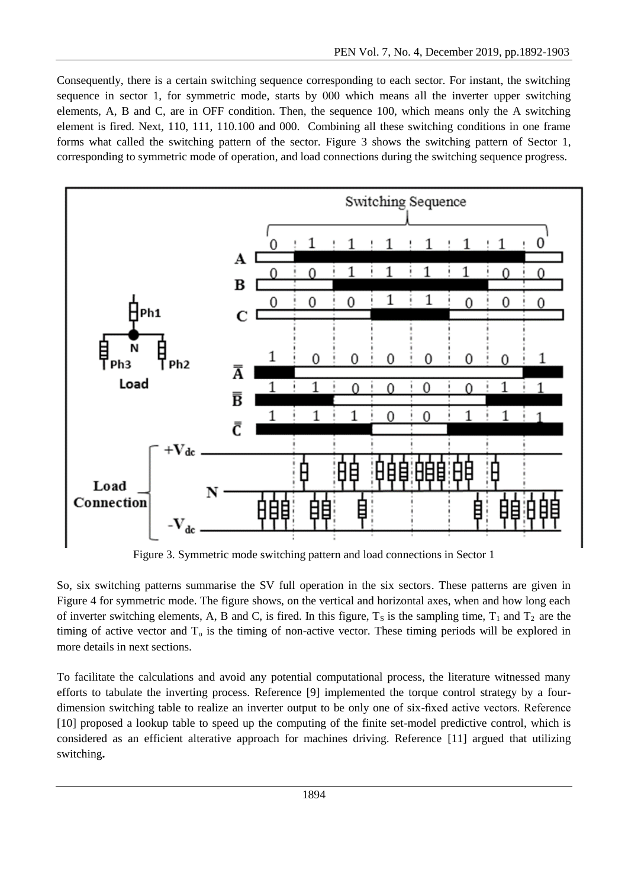Consequently, there is a certain switching sequence corresponding to each sector. For instant, the switching sequence in sector 1, for symmetric mode, starts by 000 which means all the inverter upper switching elements, A, B and C, are in OFF condition. Then, the sequence 100, which means only the A switching element is fired. Next, 110, 111, 110.100 and 000. Combining all these switching conditions in one frame forms what called the switching pattern of the sector. Figure 3 shows the switching pattern of Sector 1, corresponding to symmetric mode of operation, and load connections during the switching sequence progress.

Figure 3. Symmetric mode switching pattern and load connections in Sector 1

So, six switching patterns summarise the SV full operation in the six sectors. These patterns are given in Figure 4 for symmetric mode. The figure shows, on the vertical and horizontal axes, when and how long each of inverter switching elements, A, B and C, is fired. In this figure, $T_S$ is the sampling time, $T_1$ and $T_2$ are the timing of active vector and $T_o$ is the timing of non-active vector. These timing periods will be explored in more details in next sections.

To facilitate the calculations and avoid any potential computational process, the literature witnessed many efforts to tabulate the inverting process. Reference [9] implemented the torque control strategy by a four-dimension switching table to realize an inverter output to be only one of six-fixed active vectors. Reference [10] proposed a lookup table to speed up the computing of the finite set-model predictive control, which is considered as an efficient alterative approach for machines driving. Reference [11] argued that utilizing switching**.**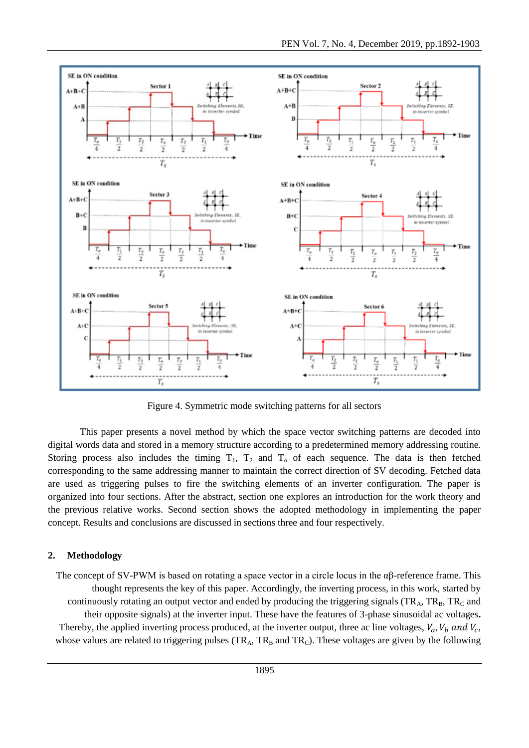Figure 4. Symmetric mode switching patterns for all sectors

This paper presents a novel method by which the space vector switching patterns are decoded into digital words data and stored in a memory structure according to a predetermined memory addressing routine. Storing process also includes the timing $T_1$, $T_2$ and $T_o$ of each sequence. The data is then fetched corresponding to the same addressing manner to maintain the correct direction of SV decoding. Fetched data are used as triggering pulses to fire the switching elements of an inverter configuration. The paper is organized into four sections. After the abstract, section one explores an introduction for the work theory and the previous relative works. Second section shows the adopted methodology in implementing the paper concept. Results and conclusions are discussed in sections three and four respectively.

## 2. Methodology

The concept of SV-PWM is based on rotating a space vector in a circle locus in the αβ-reference frame. This thought represents the key of this paper. Accordingly, the inverting process, in this work, started by continuously rotating an output vector and ended by producing the triggering signals ($TR_A$, $TR_B$, $TR_C$ and their opposite signals) at the inverter input. These have the features of 3-phase sinusoidal ac voltages. Thereby, the applied inverting process produced, at the inverter output, three ac line voltages, $V_a, V_b$ *and* $V_c$, whose values are related to triggering pulses ($TR_A$, $TR_B$ and $TR_C$). These voltages are given by the following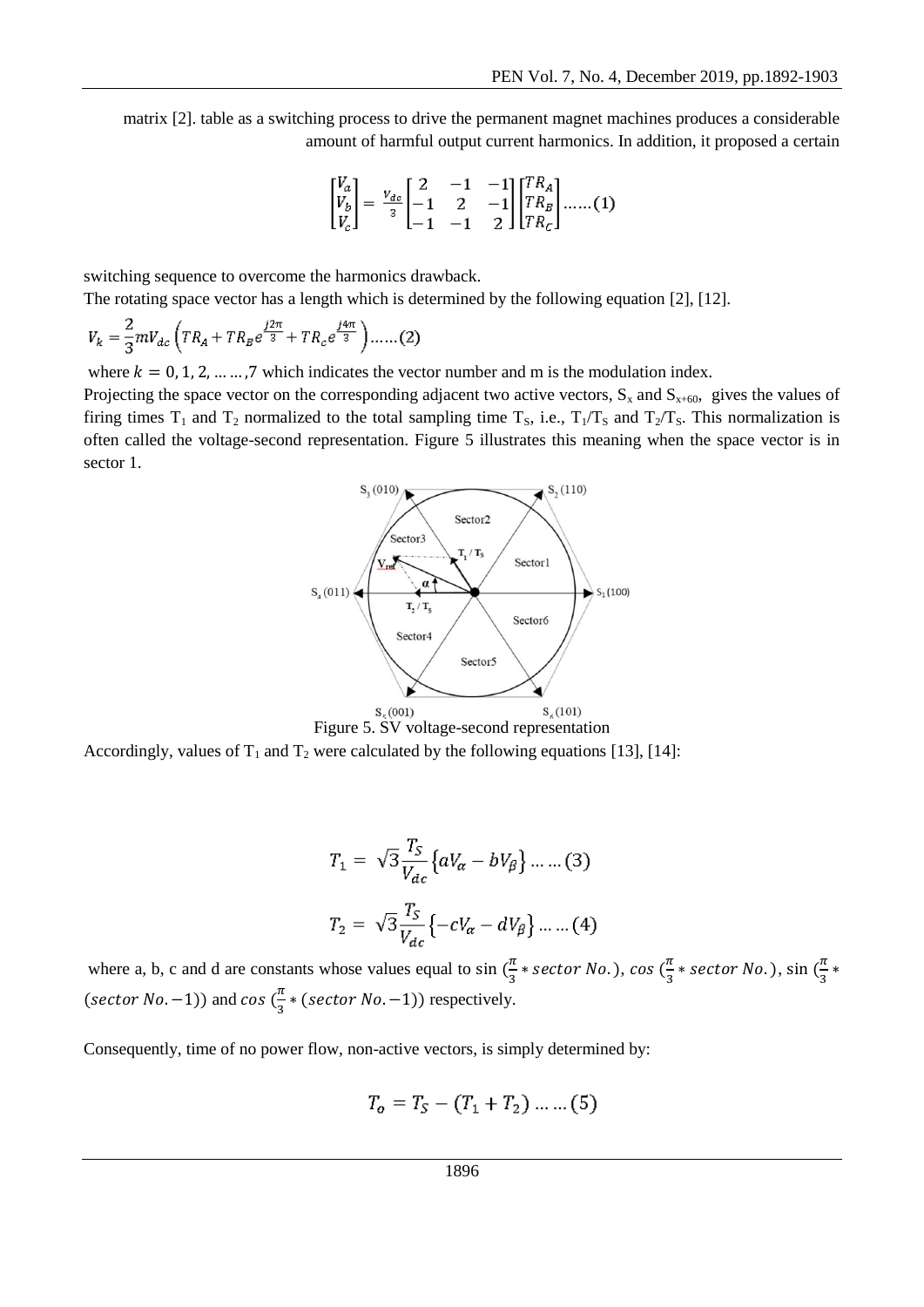matrix [2]. table as a switching process to drive the permanent magnet machines produces a considerable amount of harmful output current harmonics. In addition, it proposed a certain

$$\begin{bmatrix} V_a \\ V_b \\ V_c \end{bmatrix} = \frac{V_{dc}}{3} \begin{bmatrix} 2 & -1 & -1 \\ -1 & 2 & -1 \\ -1 & -1 & 2 \end{bmatrix} \begin{bmatrix} TR_A \\ TR_B \\ TR_C \end{bmatrix} \ldots\ldots(1)$$

switching sequence to overcome the harmonics drawback.

The rotating space vector has a length which is determined by the following equation [2], [12].

$$V_k = \frac{2}{3} m V_{dc} \left( TR_A + TR_B e^{\frac{j2\pi}{3}} + TR_c e^{\frac{j4\pi}{3}} \right) \ldots\ldots(2)$$

where $k = 0, 1, 2, \ldots\ldots, 7$ which indicates the vector number and m is the modulation index.

Projecting the space vector on the corresponding adjacent two active vectors, $S_x$ and $S_{x+60}$, gives the values of firing times $T_1$ and $T_2$ normalized to the total sampling time $T_S$, i.e., $T_1/T_S$ and $T_2/T_S$. This normalization is often called the voltage-second representation. Figure 5 illustrates this meaning when the space vector is in sector 1.

Figure 5. SV voltage-second representation

Accordingly, values of $T_1$ and $T_2$ were calculated by the following equations [13], [14]:

$$T_1 = \sqrt{3} \frac{T_S}{V_{dc}} \left\{ aV_\alpha - bV_\beta \right\} \ldots\ldots(3)$$

$$T_2 = \sqrt{3} \frac{T_S}{V_{dc}} \left\{ -cV_\alpha - dV_\beta \right\} \ldots\ldots(4)$$

where a, b, c and d are constants whose values equal to $\sin\left(\frac{\pi}{3} * sector\ No.\right)$, $\cos\left(\frac{\pi}{3} * sector\ No.\right)$, $\sin\left(\frac{\pi}{3} * (sector\ No. - 1)\right)$ and $\cos\left(\frac{\pi}{3} * (sector\ No. - 1)\right)$ respectively.

Consequently, time of no power flow, non-active vectors, is simply determined by:

$$T_o = T_S - (T_1 + T_2) \ldots\ldots(5)$$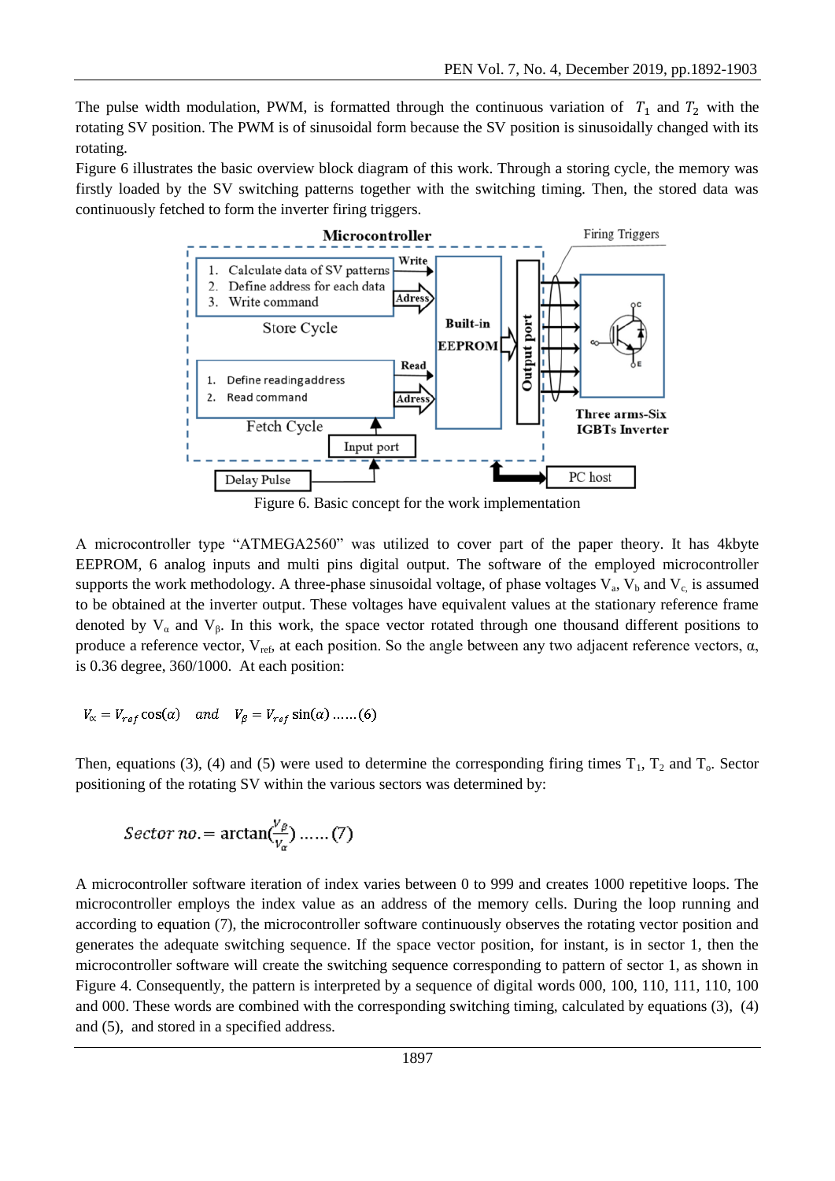The pulse width modulation, PWM, is formatted through the continuous variation of $T_1$ and $T_2$ with the rotating SV position. The PWM is of sinusoidal form because the SV position is sinusoidally changed with its rotating.

Figure 6 illustrates the basic overview block diagram of this work. Through a storing cycle, the memory was firstly loaded by the SV switching patterns together with the switching timing. Then, the stored data was continuously fetched to form the inverter firing triggers.

Figure 6. Basic concept for the work implementation

A microcontroller type "ATMEGA2560" was utilized to cover part of the paper theory. It has 4kbyte EEPROM, 6 analog inputs and multi pins digital output. The software of the employed microcontroller supports the work methodology. A three-phase sinusoidal voltage, of phase voltages $V_a$, $V_b$ and $V_c$, is assumed to be obtained at the inverter output. These voltages have equivalent values at the stationary reference frame denoted by $V_\alpha$ and $V_\beta$. In this work, the space vector rotated through one thousand different positions to produce a reference vector, $V_{ref}$, at each position. So the angle between any two adjacent reference vectors, α, is 0.36 degree, 360/1000. At each position:

$$V_\alpha = V_{ref}\cos(\alpha) \quad and \quad V_\beta = V_{ref}\sin(\alpha) \;\ldots\ldots(6)$$

Then, equations (3), (4) and (5) were used to determine the corresponding firing times $T_1$, $T_2$ and $T_o$. Sector positioning of the rotating SV within the various sectors was determined by:

$$Sector\ no. = \arctan\left(\frac{V_\beta}{V_\alpha}\right) \;\ldots\ldots(7)$$

A microcontroller software iteration of index varies between 0 to 999 and creates 1000 repetitive loops. The microcontroller employs the index value as an address of the memory cells. During the loop running and according to equation (7), the microcontroller software continuously observes the rotating vector position and generates the adequate switching sequence. If the space vector position, for instant, is in sector 1, then the microcontroller software will create the switching sequence corresponding to pattern of sector 1, as shown in Figure 4. Consequently, the pattern is interpreted by a sequence of digital words 000, 100, 110, 111, 110, 100 and 000. These words are combined with the corresponding switching timing, calculated by equations (3), (4) and (5), and stored in a specified address.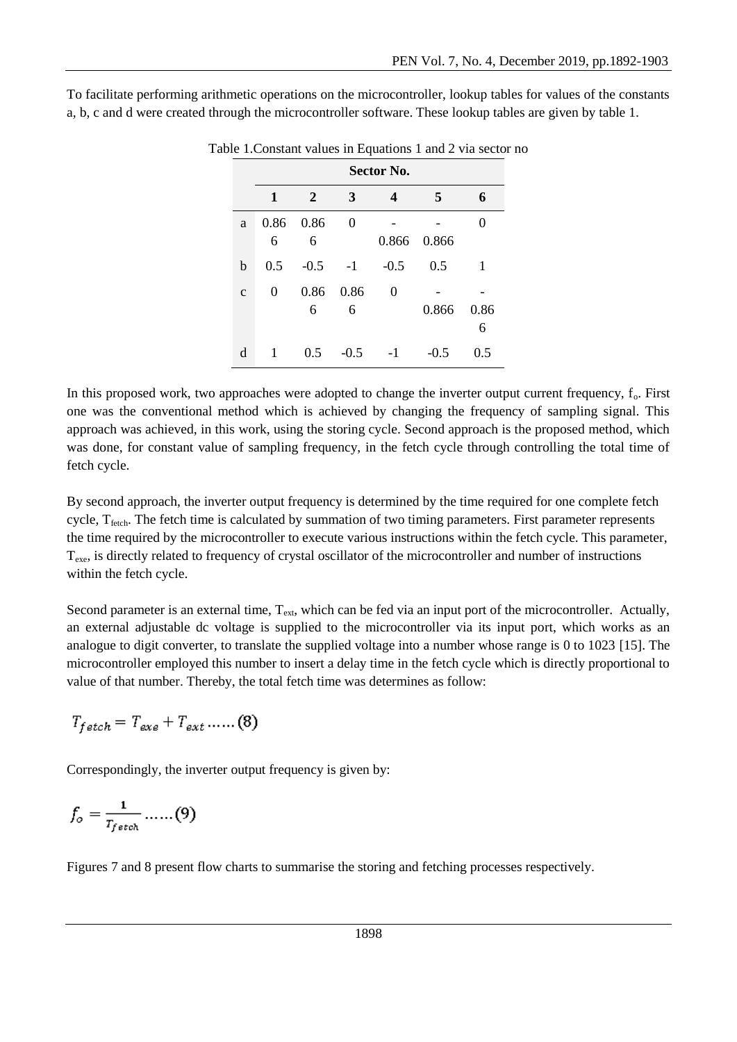To facilitate performing arithmetic operations on the microcontroller, lookup tables for values of the constants a, b, c and d were created through the microcontroller software. These lookup tables are given by table 1.

Table 1.Constant values in Equations 1 and 2 via sector no

| | Sector No. | | | | | |
|---|---|---|---|---|---|---|
| | **1** | **2** | **3** | **4** | **5** | **6** |
| a | 0.866 | 0.866 | 0 | -0.866 | -0.866 | 0 |
| b | 0.5 | -0.5 | -1 | -0.5 | 0.5 | 1 |
| c | 0 | 0.866 | 0.866 | 0 | -0.866 | -0.866 |
| d | 1 | 0.5 | -0.5 | -1 | -0.5 | 0.5 |

In this proposed work, two approaches were adopted to change the inverter output current frequency, $f_o$. First one was the conventional method which is achieved by changing the frequency of sampling signal. This approach was achieved, in this work, using the storing cycle. Second approach is the proposed method, which was done, for constant value of sampling frequency, in the fetch cycle through controlling the total time of fetch cycle.

By second approach, the inverter output frequency is determined by the time required for one complete fetch cycle, $T_{fetch}$. The fetch time is calculated by summation of two timing parameters. First parameter represents the time required by the microcontroller to execute various instructions within the fetch cycle. This parameter, $T_{exe}$, is directly related to frequency of crystal oscillator of the microcontroller and number of instructions within the fetch cycle.

Second parameter is an external time, $T_{ext}$, which can be fed via an input port of the microcontroller. Actually, an external adjustable dc voltage is supplied to the microcontroller via its input port, which works as an analogue to digit converter, to translate the supplied voltage into a number whose range is 0 to 1023 [15]. The microcontroller employed this number to insert a delay time in the fetch cycle which is directly proportional to value of that number. Thereby, the total fetch time was determines as follow:

$$T_{fetch} = T_{exe} + T_{ext} \ldots\ldots (8)$$

Correspondingly, the inverter output frequency is given by:

$$f_o = \frac{1}{T_{fetch}} \ldots\ldots (9)$$

Figures 7 and 8 present flow charts to summarise the storing and fetching processes respectively.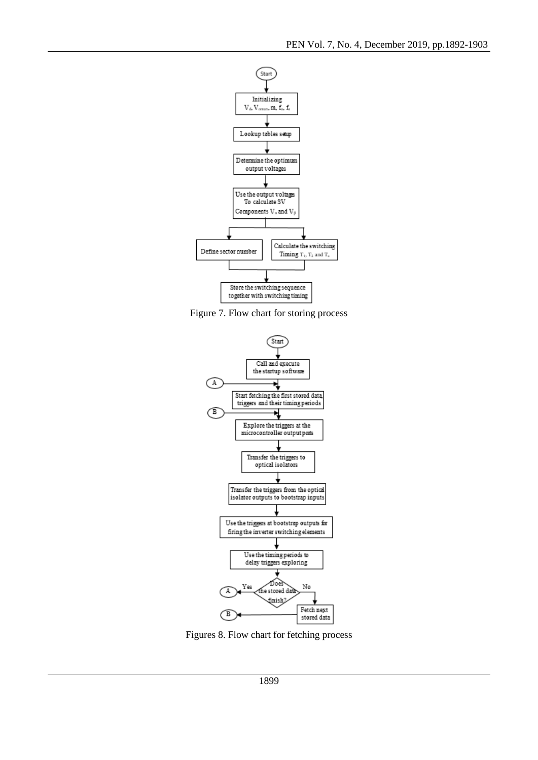Start

Initializing $V_d$, $V_{omax}$, m, $f_o$, $f_s$

Lookup tables setup

Determine the optimum output voltages

Use the output voltages To calculate SV Components $V_\alpha$ and $V_\beta$

Define sector number

Calculate the switching Timing $T_1$, $T_2$ and $T_o$

Store the switching sequence together with switching timing

Figure 7. Flow chart for storing process

Start

Call and execute the startup software

A → Start fetching the first stored data, triggers and their timing periods

B → Explore the triggers at the microcontroller output ports

Transfer the triggers to optical isolators

Transfer the triggers from the optical isolator outputs to bootstrap inputs

Use the triggers at bootstrap outputs for firing the inverter switching elements

Use the timing periods to delay triggers exploring

Does the stored data finish?

Yes → A

No → Fetch next stored data → B

Figures 8. Flow chart for fetching process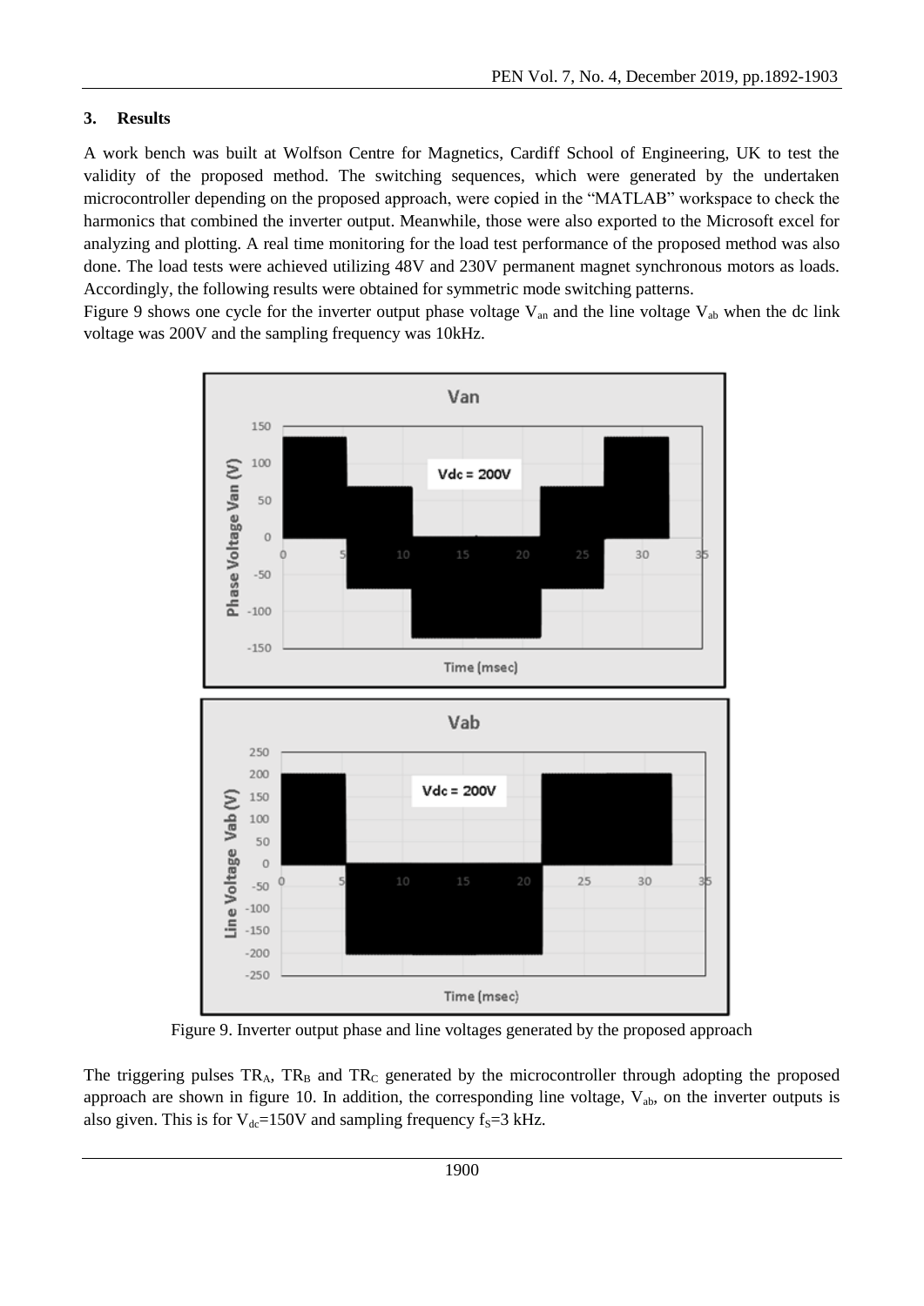### 3. Results

A work bench was built at Wolfson Centre for Magnetics, Cardiff School of Engineering, UK to test the validity of the proposed method. The switching sequences, which were generated by the undertaken microcontroller depending on the proposed approach, were copied in the "MATLAB" workspace to check the harmonics that combined the inverter output. Meanwhile, those were also exported to the Microsoft excel for analyzing and plotting. A real time monitoring for the load test performance of the proposed method was also done. The load tests were achieved utilizing 48V and 230V permanent magnet synchronous motors as loads. Accordingly, the following results were obtained for symmetric mode switching patterns.

Figure 9 shows one cycle for the inverter output phase voltage $V_{an}$ and the line voltage $V_{ab}$ when the dc link voltage was 200V and the sampling frequency was 10kHz.

Figure 9. Inverter output phase and line voltages generated by the proposed approach

The triggering pulses $TR_A$, $TR_B$ and $TR_C$ generated by the microcontroller through adopting the proposed approach are shown in figure 10. In addition, the corresponding line voltage, $V_{ab}$, on the inverter outputs is also given. This is for $V_{dc}$=150V and sampling frequency $f_s$=3 kHz.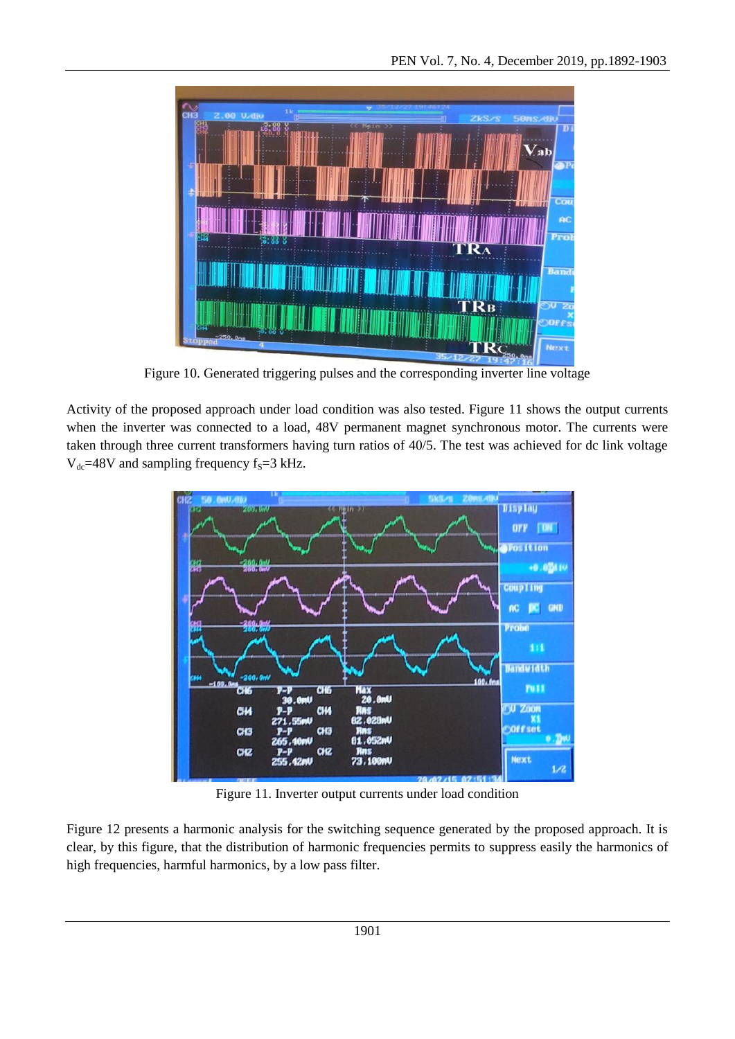Figure 10. Generated triggering pulses and the corresponding inverter line voltage

Activity of the proposed approach under load condition was also tested. Figure 11 shows the output currents when the inverter was connected to a load, 48V permanent magnet synchronous motor. The currents were taken through three current transformers having turn ratios of 40/5. The test was achieved for dc link voltage $V_{dc}$=48V and sampling frequency $f_S$=3 kHz.

Figure 11. Inverter output currents under load condition

Figure 12 presents a harmonic analysis for the switching sequence generated by the proposed approach. It is clear, by this figure, that the distribution of harmonic frequencies permits to suppress easily the harmonics of high frequencies, harmful harmonics, by a low pass filter.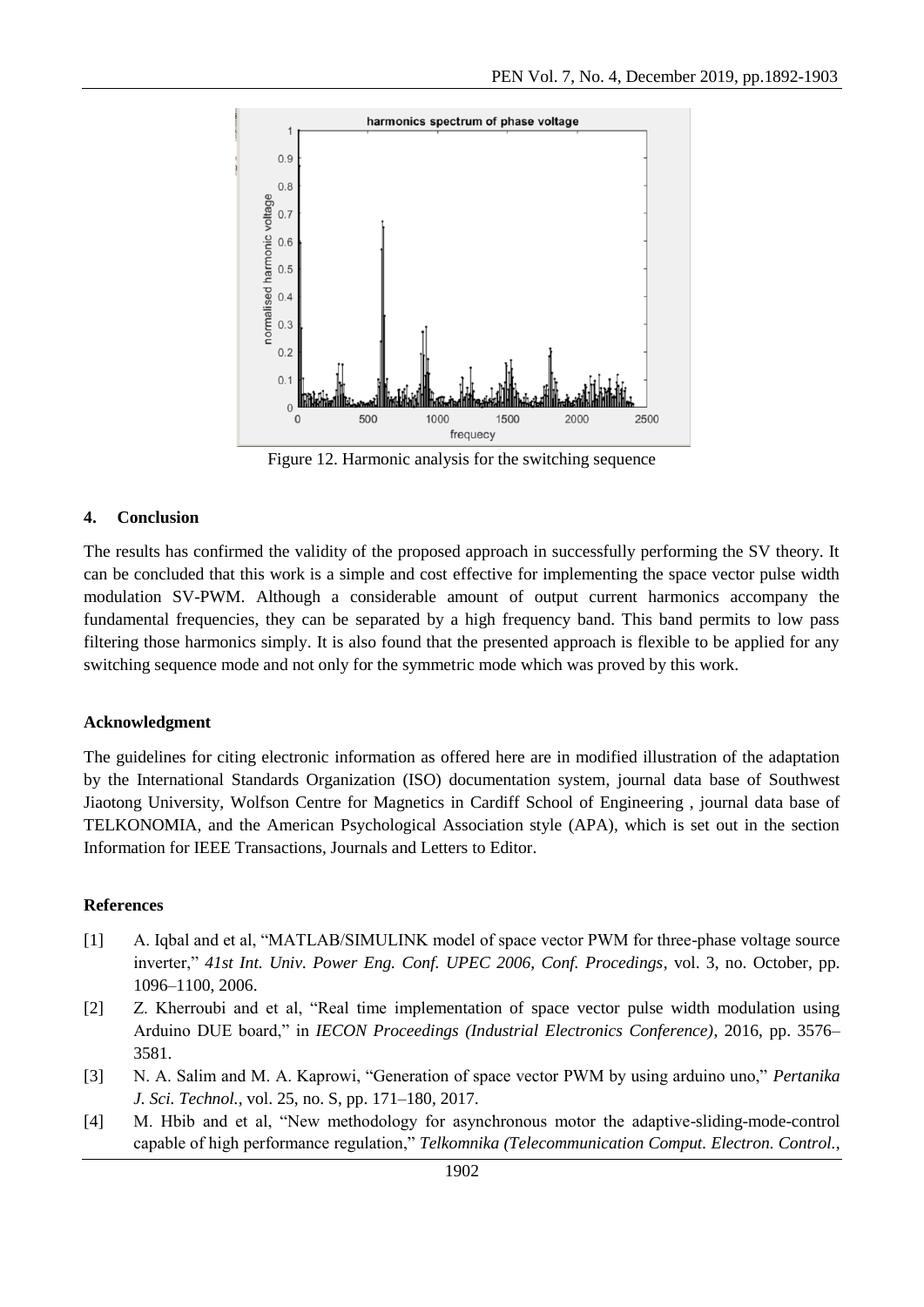Figure 12. Harmonic analysis for the switching sequence

## 4. Conclusion

The results has confirmed the validity of the proposed approach in successfully performing the SV theory. It can be concluded that this work is a simple and cost effective for implementing the space vector pulse width modulation SV-PWM. Although a considerable amount of output current harmonics accompany the fundamental frequencies, they can be separated by a high frequency band. This band permits to low pass filtering those harmonics simply. It is also found that the presented approach is flexible to be applied for any switching sequence mode and not only for the symmetric mode which was proved by this work.

## Acknowledgment

The guidelines for citing electronic information as offered here are in modified illustration of the adaptation by the International Standards Organization (ISO) documentation system, journal data base of Southwest Jiaotong University, Wolfson Centre for Magnetics in Cardiff School of Engineering , journal data base of TELKONOMIA, and the American Psychological Association style (APA), which is set out in the section Information for IEEE Transactions, Journals and Letters to Editor.

## References

[1] A. Iqbal and et al, "MATLAB/SIMULINK model of space vector PWM for three-phase voltage source inverter," *41st Int. Univ. Power Eng. Conf. UPEC 2006, Conf. Procedings*, vol. 3, no. October, pp. 1096–1100, 2006.

[2] Z. Kherroubi and et al, "Real time implementation of space vector pulse width modulation using Arduino DUE board," in *IECON Proceedings (Industrial Electronics Conference)*, 2016, pp. 3576–3581.

[3] N. A. Salim and M. A. Kaprowi, "Generation of space vector PWM by using arduino uno," *Pertanika J. Sci. Technol.*, vol. 25, no. S, pp. 171–180, 2017.

[4] M. Hbib and et al, "New methodology for asynchronous motor the adaptive-sliding-mode-control capable of high performance regulation," *Telkomnika (Telecommunication Comput. Electron. Control.*,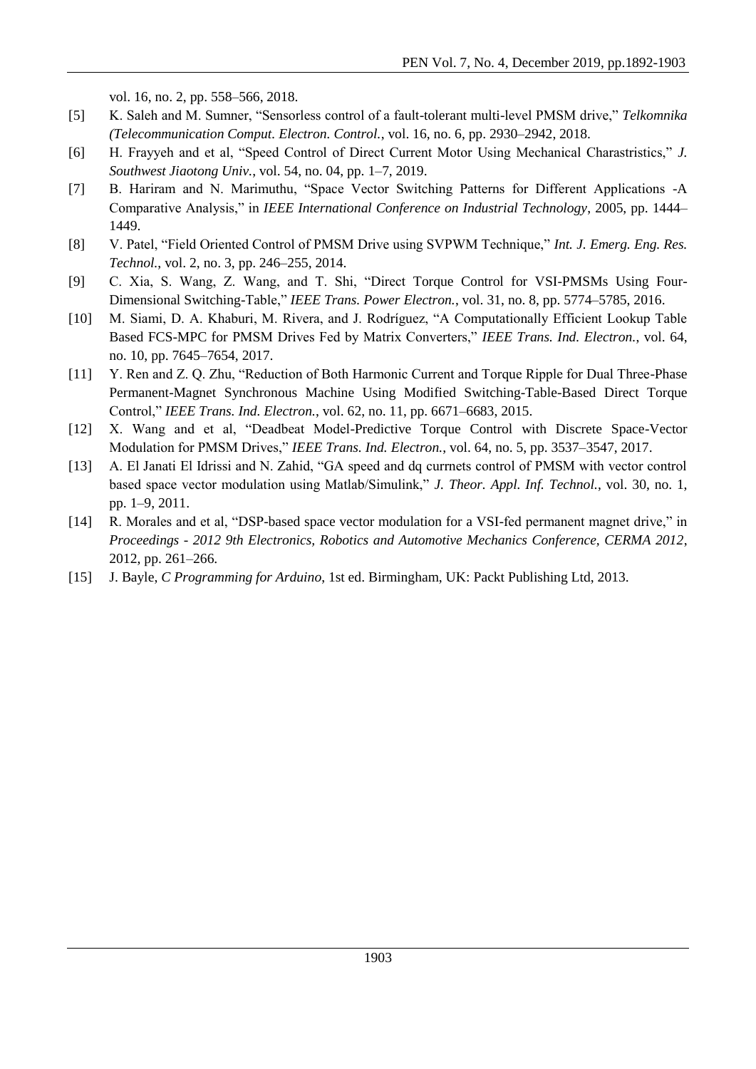vol. 16, no. 2, pp. 558–566, 2018.

[5] K. Saleh and M. Sumner, "Sensorless control of a fault-tolerant multi-level PMSM drive," *Telkomnika (Telecommunication Comput. Electron. Control.*, vol. 16, no. 6, pp. 2930–2942, 2018.

[6] H. Frayyeh and et al, "Speed Control of Direct Current Motor Using Mechanical Charastristics," *J. Southwest Jiaotong Univ.*, vol. 54, no. 04, pp. 1–7, 2019.

[7] B. Hariram and N. Marimuthu, "Space Vector Switching Patterns for Different Applications -A Comparative Analysis," in *IEEE International Conference on Industrial Technology*, 2005, pp. 1444–1449.

[8] V. Patel, "Field Oriented Control of PMSM Drive using SVPWM Technique," *Int. J. Emerg. Eng. Res. Technol.*, vol. 2, no. 3, pp. 246–255, 2014.

[9] C. Xia, S. Wang, Z. Wang, and T. Shi, "Direct Torque Control for VSI-PMSMs Using Four-Dimensional Switching-Table," *IEEE Trans. Power Electron.*, vol. 31, no. 8, pp. 5774–5785, 2016.

[10] M. Siami, D. A. Khaburi, M. Rivera, and J. Rodríguez, "A Computationally Efficient Lookup Table Based FCS-MPC for PMSM Drives Fed by Matrix Converters," *IEEE Trans. Ind. Electron.*, vol. 64, no. 10, pp. 7645–7654, 2017.

[11] Y. Ren and Z. Q. Zhu, "Reduction of Both Harmonic Current and Torque Ripple for Dual Three-Phase Permanent-Magnet Synchronous Machine Using Modified Switching-Table-Based Direct Torque Control," *IEEE Trans. Ind. Electron.*, vol. 62, no. 11, pp. 6671–6683, 2015.

[12] X. Wang and et al, "Deadbeat Model-Predictive Torque Control with Discrete Space-Vector Modulation for PMSM Drives," *IEEE Trans. Ind. Electron.*, vol. 64, no. 5, pp. 3537–3547, 2017.

[13] A. El Janati El Idrissi and N. Zahid, "GA speed and dq currnets control of PMSM with vector control based space vector modulation using Matlab/Simulink," *J. Theor. Appl. Inf. Technol.*, vol. 30, no. 1, pp. 1–9, 2011.

[14] R. Morales and et al, "DSP-based space vector modulation for a VSI-fed permanent magnet drive," in *Proceedings - 2012 9th Electronics, Robotics and Automotive Mechanics Conference, CERMA 2012*, 2012, pp. 261–266.

[15] J. Bayle, *C Programming for Arduino*, 1st ed. Birmingham, UK: Packt Publishing Ltd, 2013.